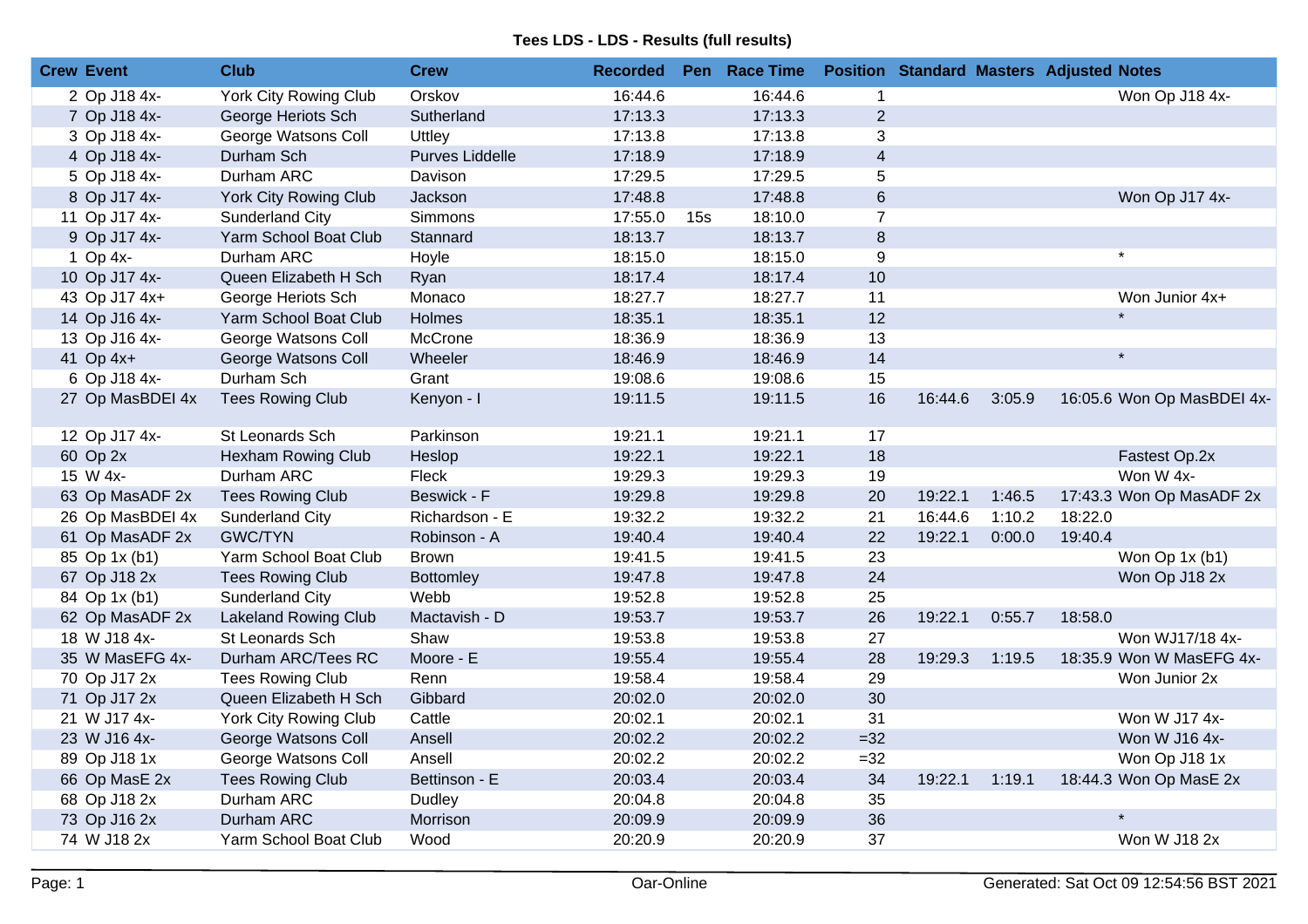# Tees LDS - LDS - Results (full results)

| Crew | Event | Club | Crew | Recorded | Pen | Race Time | Position | Standard | Masters | Adjusted | Notes |
|---|---|---|---|---|---|---|---|---|---|---|---|
| 2 | Op J18 4x- | York City Rowing Club | Orskov | 16:44.6 | | 16:44.6 | 1 | | | | Won Op J18 4x- |
| 7 | Op J18 4x- | George Heriots Sch | Sutherland | 17:13.3 | | 17:13.3 | 2 | | | | |
| 3 | Op J18 4x- | George Watsons Coll | Uttley | 17:13.8 | | 17:13.8 | 3 | | | | |
| 4 | Op J18 4x- | Durham Sch | Purves Liddelle | 17:18.9 | | 17:18.9 | 4 | | | | |
| 5 | Op J18 4x- | Durham ARC | Davison | 17:29.5 | | 17:29.5 | 5 | | | | |
| 8 | Op J17 4x- | York City Rowing Club | Jackson | 17:48.8 | | 17:48.8 | 6 | | | | Won Op J17 4x- |
| 11 | Op J17 4x- | Sunderland City | Simmons | 17:55.0 | 15s | 18:10.0 | 7 | | | | |
| 9 | Op J17 4x- | Yarm School Boat Club | Stannard | 18:13.7 | | 18:13.7 | 8 | | | | |
| 1 | Op 4x- | Durham ARC | Hoyle | 18:15.0 | | 18:15.0 | 9 | | | | * |
| 10 | Op J17 4x- | Queen Elizabeth H Sch | Ryan | 18:17.4 | | 18:17.4 | 10 | | | | |
| 43 | Op J17 4x+ | George Heriots Sch | Monaco | 18:27.7 | | 18:27.7 | 11 | | | | Won Junior 4x+ |
| 14 | Op J16 4x- | Yarm School Boat Club | Holmes | 18:35.1 | | 18:35.1 | 12 | | | | * |
| 13 | Op J16 4x- | George Watsons Coll | McCrone | 18:36.9 | | 18:36.9 | 13 | | | | |
| 41 | Op 4x+ | George Watsons Coll | Wheeler | 18:46.9 | | 18:46.9 | 14 | | | | * |
| 6 | Op J18 4x- | Durham Sch | Grant | 19:08.6 | | 19:08.6 | 15 | | | | |
| 27 | Op MasBDEI 4x | Tees Rowing Club | Kenyon - I | 19:11.5 | | 19:11.5 | 16 | 16:44.6 | 3:05.9 | 16:05.6 | Won Op MasBDEI 4x- |
| 12 | Op J17 4x- | St Leonards Sch | Parkinson | 19:21.1 | | 19:21.1 | 17 | | | | |
| 60 | Op 2x | Hexham Rowing Club | Heslop | 19:22.1 | | 19:22.1 | 18 | | | | Fastest Op.2x |
| 15 | W 4x- | Durham ARC | Fleck | 19:29.3 | | 19:29.3 | 19 | | | | Won W 4x- |
| 63 | Op MasADF 2x | Tees Rowing Club | Beswick - F | 19:29.8 | | 19:29.8 | 20 | 19:22.1 | 1:46.5 | 17:43.3 | Won Op MasADF 2x |
| 26 | Op MasBDEI 4x | Sunderland City | Richardson - E | 19:32.2 | | 19:32.2 | 21 | 16:44.6 | 1:10.2 | 18:22.0 | |
| 61 | Op MasADF 2x | GWC/TYN | Robinson - A | 19:40.4 | | 19:40.4 | 22 | 19:22.1 | 0:00.0 | 19:40.4 | |
| 85 | Op 1x (b1) | Yarm School Boat Club | Brown | 19:41.5 | | 19:41.5 | 23 | | | | Won Op 1x (b1) |
| 67 | Op J18 2x | Tees Rowing Club | Bottomley | 19:47.8 | | 19:47.8 | 24 | | | | Won Op J18 2x |
| 84 | Op 1x (b1) | Sunderland City | Webb | 19:52.8 | | 19:52.8 | 25 | | | | |
| 62 | Op MasADF 2x | Lakeland Rowing Club | Mactavish - D | 19:53.7 | | 19:53.7 | 26 | 19:22.1 | 0:55.7 | 18:58.0 | |
| 18 | W J18 4x- | St Leonards Sch | Shaw | 19:53.8 | | 19:53.8 | 27 | | | | Won WJ17/18 4x- |
| 35 | W MasEFG 4x- | Durham ARC/Tees RC | Moore - E | 19:55.4 | | 19:55.4 | 28 | 19:29.3 | 1:19.5 | 18:35.9 | Won W MasEFG 4x- |
| 70 | Op J17 2x | Tees Rowing Club | Renn | 19:58.4 | | 19:58.4 | 29 | | | | Won Junior 2x |
| 71 | Op J17 2x | Queen Elizabeth H Sch | Gibbard | 20:02.0 | | 20:02.0 | 30 | | | | |
| 21 | W J17 4x- | York City Rowing Club | Cattle | 20:02.1 | | 20:02.1 | 31 | | | | Won W J17 4x- |
| 23 | W J16 4x- | George Watsons Coll | Ansell | 20:02.2 | | 20:02.2 | =32 | | | | Won W J16 4x- |
| 89 | Op J18 1x | George Watsons Coll | Ansell | 20:02.2 | | 20:02.2 | =32 | | | | Won Op J18 1x |
| 66 | Op MasE 2x | Tees Rowing Club | Bettinson - E | 20:03.4 | | 20:03.4 | 34 | 19:22.1 | 1:19.1 | 18:44.3 | Won Op MasE 2x |
| 68 | Op J18 2x | Durham ARC | Dudley | 20:04.8 | | 20:04.8 | 35 | | | | |
| 73 | Op J16 2x | Durham ARC | Morrison | 20:09.9 | | 20:09.9 | 36 | | | | * |
| 74 | W J18 2x | Yarm School Boat Club | Wood | 20:20.9 | | 20:20.9 | 37 | | | | Won W J18 2x |

Oar-Online

Generated: Sat Oct 09 12:54:56 BST 2021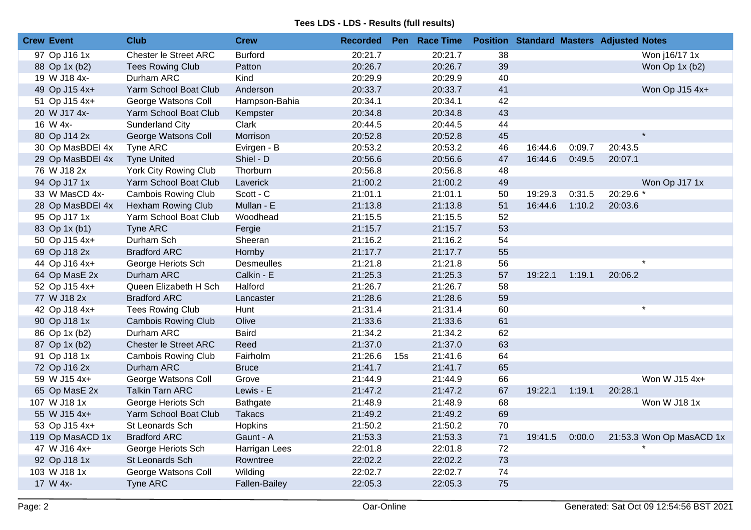**Tees LDS - LDS - Results (full results)**

| Crew | Event | Club | Crew | Recorded | Pen | Race Time | Position | Standard | Masters | Adjusted | Notes |
|---|---|---|---|---|---|---|---|---|---|---|---|
| 97 | Op J16 1x | Chester le Street ARC | Burford | 20:21.7 | | 20:21.7 | 38 | | | | Won j16/17 1x |
| 88 | Op 1x (b2) | Tees Rowing Club | Patton | 20:26.7 | | 20:26.7 | 39 | | | | Won Op 1x (b2) |
| 19 | W J18 4x- | Durham ARC | Kind | 20:29.9 | | 20:29.9 | 40 | | | | |
| 49 | Op J15 4x+ | Yarm School Boat Club | Anderson | 20:33.7 | | 20:33.7 | 41 | | | | Won Op J15 4x+ |
| 51 | Op J15 4x+ | George Watsons Coll | Hampson-Bahia | 20:34.1 | | 20:34.1 | 42 | | | | |
| 20 | W J17 4x- | Yarm School Boat Club | Kempster | 20:34.8 | | 20:34.8 | 43 | | | | |
| 16 | W 4x- | Sunderland City | Clark | 20:44.5 | | 20:44.5 | 44 | | | | |
| 80 | Op J14 2x | George Watsons Coll | Morrison | 20:52.8 | | 20:52.8 | 45 | | | | * |
| 30 | Op MasBDEI 4x | Tyne ARC | Evirgen - B | 20:53.2 | | 20:53.2 | 46 | 16:44.6 | 0:09.7 | 20:43.5 | |
| 29 | Op MasBDEI 4x | Tyne United | Shiel - D | 20:56.6 | | 20:56.6 | 47 | 16:44.6 | 0:49.5 | 20:07.1 | |
| 76 | W J18 2x | York City Rowing Club | Thorburn | 20:56.8 | | 20:56.8 | 48 | | | | |
| 94 | Op J17 1x | Yarm School Boat Club | Laverick | 21:00.2 | | 21:00.2 | 49 | | | | Won Op J17 1x |
| 33 | W MasCD 4x- | Cambois Rowing Club | Scott - C | 21:01.1 | | 21:01.1 | 50 | 19:29.3 | 0:31.5 | 20:29.6 | * |
| 28 | Op MasBDEI 4x | Hexham Rowing Club | Mullan - E | 21:13.8 | | 21:13.8 | 51 | 16:44.6 | 1:10.2 | 20:03.6 | |
| 95 | Op J17 1x | Yarm School Boat Club | Woodhead | 21:15.5 | | 21:15.5 | 52 | | | | |
| 83 | Op 1x (b1) | Tyne ARC | Fergie | 21:15.7 | | 21:15.7 | 53 | | | | |
| 50 | Op J15 4x+ | Durham Sch | Sheeran | 21:16.2 | | 21:16.2 | 54 | | | | |
| 69 | Op J18 2x | Bradford ARC | Hornby | 21:17.7 | | 21:17.7 | 55 | | | | |
| 44 | Op J16 4x+ | George Heriots Sch | Desmeulles | 21:21.8 | | 21:21.8 | 56 | | | | * |
| 64 | Op MasE 2x | Durham ARC | Calkin - E | 21:25.3 | | 21:25.3 | 57 | 19:22.1 | 1:19.1 | 20:06.2 | |
| 52 | Op J15 4x+ | Queen Elizabeth H Sch | Halford | 21:26.7 | | 21:26.7 | 58 | | | | |
| 77 | W J18 2x | Bradford ARC | Lancaster | 21:28.6 | | 21:28.6 | 59 | | | | |
| 42 | Op J18 4x+ | Tees Rowing Club | Hunt | 21:31.4 | | 21:31.4 | 60 | | | | * |
| 90 | Op J18 1x | Cambois Rowing Club | Olive | 21:33.6 | | 21:33.6 | 61 | | | | |
| 86 | Op 1x (b2) | Durham ARC | Baird | 21:34.2 | | 21:34.2 | 62 | | | | |
| 87 | Op 1x (b2) | Chester le Street ARC | Reed | 21:37.0 | | 21:37.0 | 63 | | | | |
| 91 | Op J18 1x | Cambois Rowing Club | Fairholm | 21:26.6 | 15s | 21:41.6 | 64 | | | | |
| 72 | Op J16 2x | Durham ARC | Bruce | 21:41.7 | | 21:41.7 | 65 | | | | |
| 59 | W J15 4x+ | George Watsons Coll | Grove | 21:44.9 | | 21:44.9 | 66 | | | | Won W J15 4x+ |
| 65 | Op MasE 2x | Talkin Tarn ARC | Lewis - E | 21:47.2 | | 21:47.2 | 67 | 19:22.1 | 1:19.1 | 20:28.1 | |
| 107 | W J18 1x | George Heriots Sch | Bathgate | 21:48.9 | | 21:48.9 | 68 | | | | Won W J18 1x |
| 55 | W J15 4x+ | Yarm School Boat Club | Takacs | 21:49.2 | | 21:49.2 | 69 | | | | |
| 53 | Op J15 4x+ | St Leonards Sch | Hopkins | 21:50.2 | | 21:50.2 | 70 | | | | |
| 119 | Op MasACD 1x | Bradford ARC | Gaunt - A | 21:53.3 | | 21:53.3 | 71 | 19:41.5 | 0:00.0 | 21:53.3 | Won Op MasACD 1x |
| 47 | W J16 4x+ | George Heriots Sch | Harrigan Lees | 22:01.8 | | 22:01.8 | 72 | | | | * |
| 92 | Op J18 1x | St Leonards Sch | Rowntree | 22:02.2 | | 22:02.2 | 73 | | | | |
| 103 | W J18 1x | George Watsons Coll | Wilding | 22:02.7 | | 22:02.7 | 74 | | | | |
| 17 | W 4x- | Tyne ARC | Fallen-Bailey | 22:05.3 | | 22:05.3 | 75 | | | | |

Oar-Online

Generated: Sat Oct 09 12:54:56 BST 2021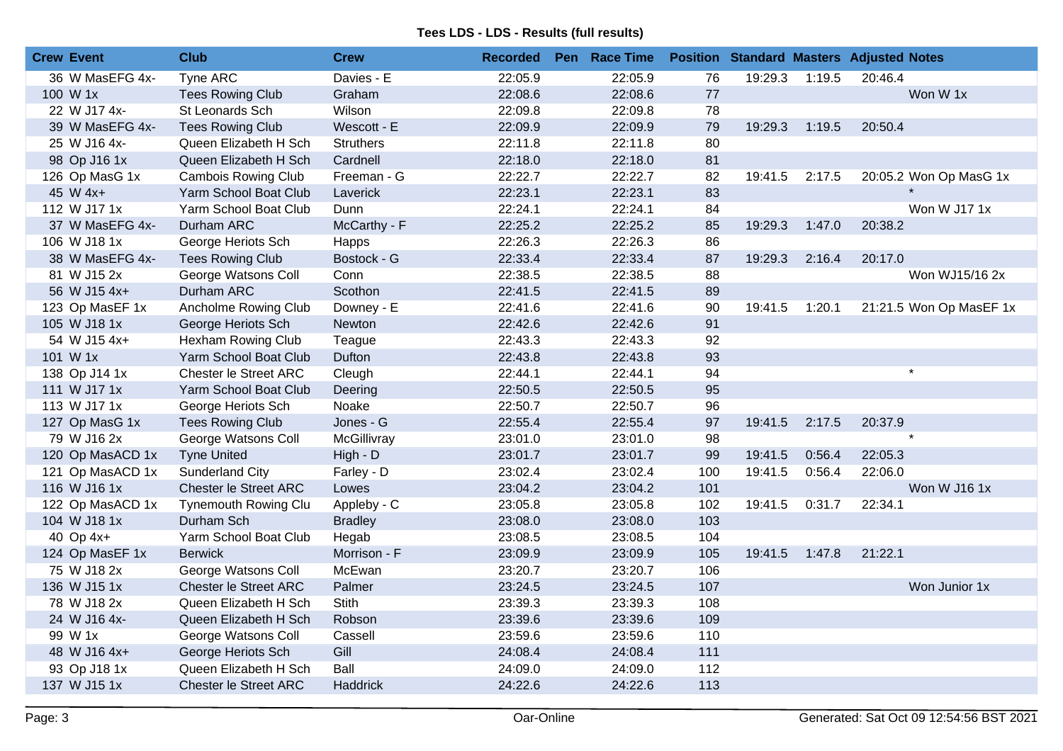**Tees LDS - LDS - Results (full results)**

| Crew | Event | Club | Crew | Recorded | Pen | Race Time | Position | Standard | Masters | Adjusted | Notes |
|---|---|---|---|---|---|---|---|---|---|---|---|
| 36 | W MasEFG 4x- | Tyne ARC | Davies - E | 22:05.9 | | 22:05.9 | 76 | 19:29.3 | 1:19.5 | 20:46.4 | |
| 100 | W 1x | Tees Rowing Club | Graham | 22:08.6 | | 22:08.6 | 77 | | | | Won W 1x |
| 22 | W J17 4x- | St Leonards Sch | Wilson | 22:09.8 | | 22:09.8 | 78 | | | | |
| 39 | W MasEFG 4x- | Tees Rowing Club | Wescott - E | 22:09.9 | | 22:09.9 | 79 | 19:29.3 | 1:19.5 | 20:50.4 | |
| 25 | W J16 4x- | Queen Elizabeth H Sch | Struthers | 22:11.8 | | 22:11.8 | 80 | | | | |
| 98 | Op J16 1x | Queen Elizabeth H Sch | Cardnell | 22:18.0 | | 22:18.0 | 81 | | | | |
| 126 | Op MasG 1x | Cambois Rowing Club | Freeman - G | 22:22.7 | | 22:22.7 | 82 | 19:41.5 | 2:17.5 | 20:05.2 | Won Op MasG 1x |
| 45 | W 4x+ | Yarm School Boat Club | Laverick | 22:23.1 | | 22:23.1 | 83 | | | | * |
| 112 | W J17 1x | Yarm School Boat Club | Dunn | 22:24.1 | | 22:24.1 | 84 | | | | Won W J17 1x |
| 37 | W MasEFG 4x- | Durham ARC | McCarthy - F | 22:25.2 | | 22:25.2 | 85 | 19:29.3 | 1:47.0 | 20:38.2 | |
| 106 | W J18 1x | George Heriots Sch | Happs | 22:26.3 | | 22:26.3 | 86 | | | | |
| 38 | W MasEFG 4x- | Tees Rowing Club | Bostock - G | 22:33.4 | | 22:33.4 | 87 | 19:29.3 | 2:16.4 | 20:17.0 | |
| 81 | W J15 2x | George Watsons Coll | Conn | 22:38.5 | | 22:38.5 | 88 | | | | Won WJ15/16 2x |
| 56 | W J15 4x+ | Durham ARC | Scothon | 22:41.5 | | 22:41.5 | 89 | | | | |
| 123 | Op MasEF 1x | Ancholme Rowing Club | Downey - E | 22:41.6 | | 22:41.6 | 90 | 19:41.5 | 1:20.1 | 21:21.5 | Won Op MasEF 1x |
| 105 | W J18 1x | George Heriots Sch | Newton | 22:42.6 | | 22:42.6 | 91 | | | | |
| 54 | W J15 4x+ | Hexham Rowing Club | Teague | 22:43.3 | | 22:43.3 | 92 | | | | |
| 101 | W 1x | Yarm School Boat Club | Dufton | 22:43.8 | | 22:43.8 | 93 | | | | |
| 138 | Op J14 1x | Chester le Street ARC | Cleugh | 22:44.1 | | 22:44.1 | 94 | | | | * |
| 111 | W J17 1x | Yarm School Boat Club | Deering | 22:50.5 | | 22:50.5 | 95 | | | | |
| 113 | W J17 1x | George Heriots Sch | Noake | 22:50.7 | | 22:50.7 | 96 | | | | |
| 127 | Op MasG 1x | Tees Rowing Club | Jones - G | 22:55.4 | | 22:55.4 | 97 | 19:41.5 | 2:17.5 | 20:37.9 | |
| 79 | W J16 2x | George Watsons Coll | McGillivray | 23:01.0 | | 23:01.0 | 98 | | | | * |
| 120 | Op MasACD 1x | Tyne United | High - D | 23:01.7 | | 23:01.7 | 99 | 19:41.5 | 0:56.4 | 22:05.3 | |
| 121 | Op MasACD 1x | Sunderland City | Farley - D | 23:02.4 | | 23:02.4 | 100 | 19:41.5 | 0:56.4 | 22:06.0 | |
| 116 | W J16 1x | Chester le Street ARC | Lowes | 23:04.2 | | 23:04.2 | 101 | | | | Won W J16 1x |
| 122 | Op MasACD 1x | Tynemouth Rowing Clu | Appleby - C | 23:05.8 | | 23:05.8 | 102 | 19:41.5 | 0:31.7 | 22:34.1 | |
| 104 | W J18 1x | Durham Sch | Bradley | 23:08.0 | | 23:08.0 | 103 | | | | |
| 40 | Op 4x+ | Yarm School Boat Club | Hegab | 23:08.5 | | 23:08.5 | 104 | | | | |
| 124 | Op MasEF 1x | Berwick | Morrison - F | 23:09.9 | | 23:09.9 | 105 | 19:41.5 | 1:47.8 | 21:22.1 | |
| 75 | W J18 2x | George Watsons Coll | McEwan | 23:20.7 | | 23:20.7 | 106 | | | | |
| 136 | W J15 1x | Chester le Street ARC | Palmer | 23:24.5 | | 23:24.5 | 107 | | | | Won Junior 1x |
| 78 | W J18 2x | Queen Elizabeth H Sch | Stith | 23:39.3 | | 23:39.3 | 108 | | | | |
| 24 | W J16 4x- | Queen Elizabeth H Sch | Robson | 23:39.6 | | 23:39.6 | 109 | | | | |
| 99 | W 1x | George Watsons Coll | Cassell | 23:59.6 | | 23:59.6 | 110 | | | | |
| 48 | W J16 4x+ | George Heriots Sch | Gill | 24:08.4 | | 24:08.4 | 111 | | | | |
| 93 | Op J18 1x | Queen Elizabeth H Sch | Ball | 24:09.0 | | 24:09.0 | 112 | | | | |
| 137 | W J15 1x | Chester le Street ARC | Haddrick | 24:22.6 | | 24:22.6 | 113 | | | | |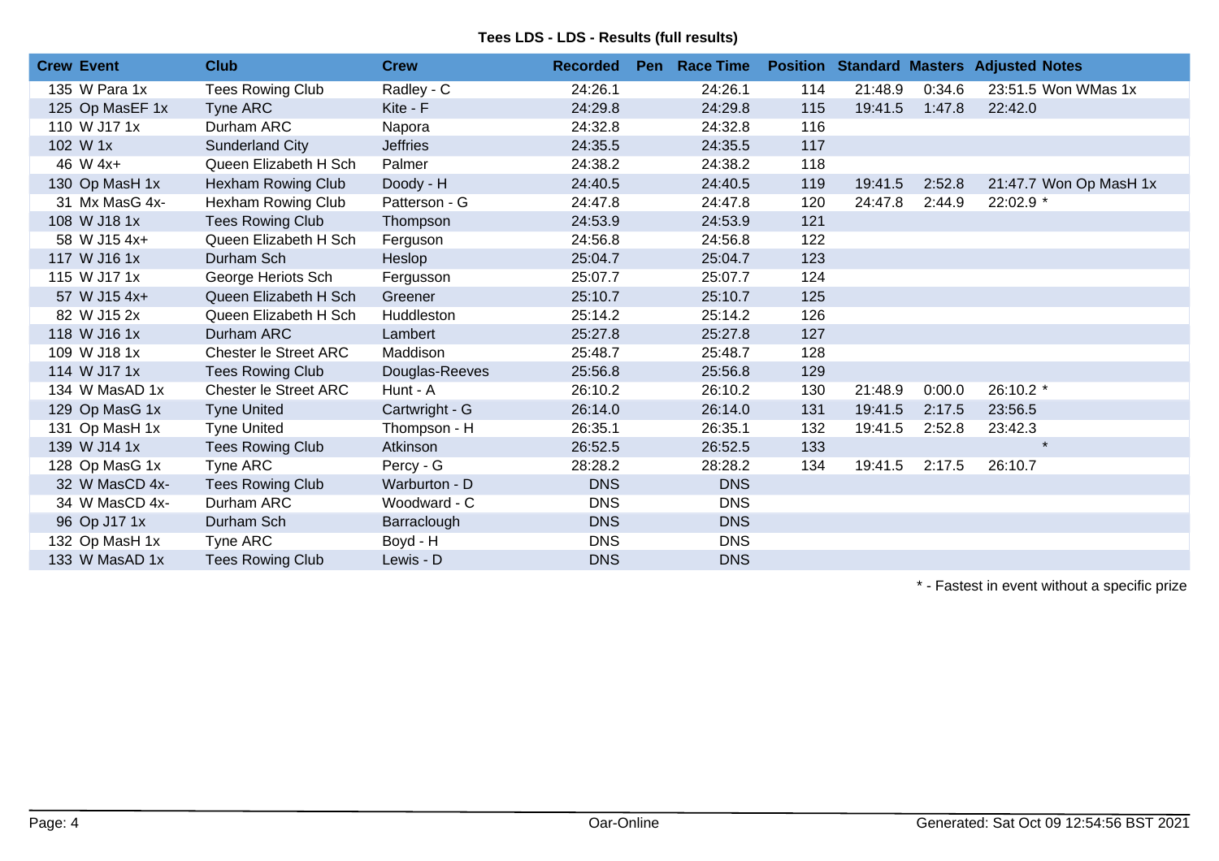**Tees LDS - LDS - Results (full results)**

| Crew | Event | Club | Crew | Recorded | Pen | Race Time | Position | Standard | Masters | Adjusted | Notes |
|---|---|---|---|---|---|---|---|---|---|---|---|
| 135 | W Para 1x | Tees Rowing Club | Radley - C | 24:26.1 | | 24:26.1 | 114 | 21:48.9 | 0:34.6 | 23:51.5 | Won WMas 1x |
| 125 | Op MasEF 1x | Tyne ARC | Kite - F | 24:29.8 | | 24:29.8 | 115 | 19:41.5 | 1:47.8 | 22:42.0 | |
| 110 | W J17 1x | Durham ARC | Napora | 24:32.8 | | 24:32.8 | 116 | | | | |
| 102 | W 1x | Sunderland City | Jeffries | 24:35.5 | | 24:35.5 | 117 | | | | |
| 46 | W 4x+ | Queen Elizabeth H Sch | Palmer | 24:38.2 | | 24:38.2 | 118 | | | | |
| 130 | Op MasH 1x | Hexham Rowing Club | Doody - H | 24:40.5 | | 24:40.5 | 119 | 19:41.5 | 2:52.8 | 21:47.7 | Won Op MasH 1x |
| 31 | Mx MasG 4x- | Hexham Rowing Club | Patterson - G | 24:47.8 | | 24:47.8 | 120 | 24:47.8 | 2:44.9 | 22:02.9 * | |
| 108 | W J18 1x | Tees Rowing Club | Thompson | 24:53.9 | | 24:53.9 | 121 | | | | |
| 58 | W J15 4x+ | Queen Elizabeth H Sch | Ferguson | 24:56.8 | | 24:56.8 | 122 | | | | |
| 117 | W J16 1x | Durham Sch | Heslop | 25:04.7 | | 25:04.7 | 123 | | | | |
| 115 | W J17 1x | George Heriots Sch | Fergusson | 25:07.7 | | 25:07.7 | 124 | | | | |
| 57 | W J15 4x+ | Queen Elizabeth H Sch | Greener | 25:10.7 | | 25:10.7 | 125 | | | | |
| 82 | W J15 2x | Queen Elizabeth H Sch | Huddleston | 25:14.2 | | 25:14.2 | 126 | | | | |
| 118 | W J16 1x | Durham ARC | Lambert | 25:27.8 | | 25:27.8 | 127 | | | | |
| 109 | W J18 1x | Chester le Street ARC | Maddison | 25:48.7 | | 25:48.7 | 128 | | | | |
| 114 | W J17 1x | Tees Rowing Club | Douglas-Reeves | 25:56.8 | | 25:56.8 | 129 | | | | |
| 134 | W MasAD 1x | Chester le Street ARC | Hunt - A | 26:10.2 | | 26:10.2 | 130 | 21:48.9 | 0:00.0 | 26:10.2 * | |
| 129 | Op MasG 1x | Tyne United | Cartwright - G | 26:14.0 | | 26:14.0 | 131 | 19:41.5 | 2:17.5 | 23:56.5 | |
| 131 | Op MasH 1x | Tyne United | Thompson - H | 26:35.1 | | 26:35.1 | 132 | 19:41.5 | 2:52.8 | 23:42.3 | |
| 139 | W J14 1x | Tees Rowing Club | Atkinson | 26:52.5 | | 26:52.5 | 133 | | | * | |
| 128 | Op MasG 1x | Tyne ARC | Percy - G | 28:28.2 | | 28:28.2 | 134 | 19:41.5 | 2:17.5 | 26:10.7 | |
| 32 | W MasCD 4x- | Tees Rowing Club | Warburton - D | DNS | | DNS | | | | | |
| 34 | W MasCD 4x- | Durham ARC | Woodward - C | DNS | | DNS | | | | | |
| 96 | Op J17 1x | Durham Sch | Barraclough | DNS | | DNS | | | | | |
| 132 | Op MasH 1x | Tyne ARC | Boyd - H | DNS | | DNS | | | | | |
| 133 | W MasAD 1x | Tees Rowing Club | Lewis - D | DNS | | DNS | | | | | |

* - Fastest in event without a specific prize